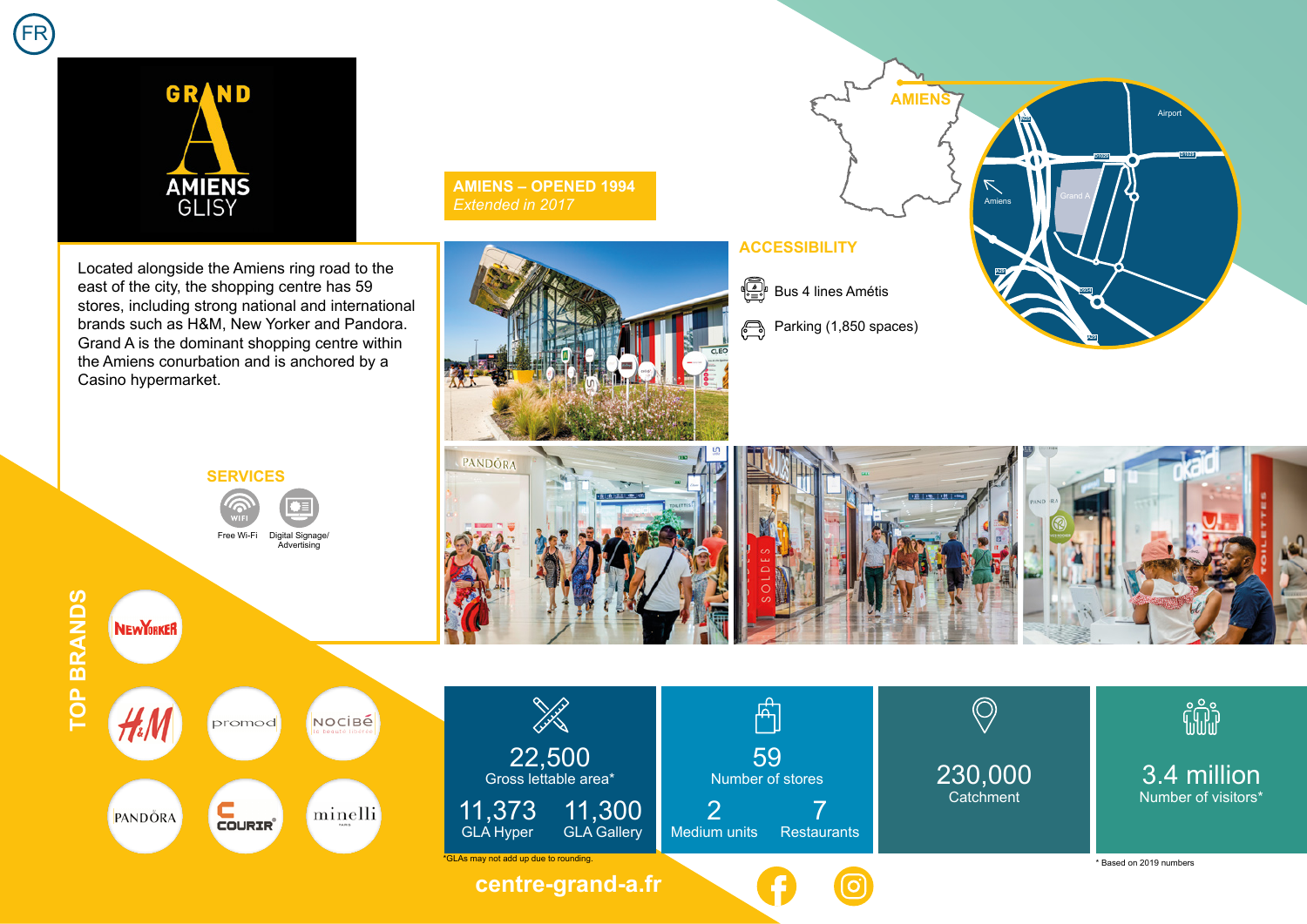FR

# GRAND A AMIENS GLISY

## AMIENS – OPENED 1994

*Extended in 2017*

Located alongside the Amiens ring road to the east of the city, the shopping centre has 59 stores, including strong national and international brands such as H&M, New Yorker and Pandora. Grand A is the dominant shopping centre within the Amiens conurbation and is anchored by a Casino hypermarket.

## ACCESSIBILITY

- Bus 4 lines Amétis
- Parking (1,850 spaces)

## SERVICES

- Free Wi-Fi
- Digital Signage/ Advertising

## TOP BRANDS

- New Yorker
- H&M
- Promod
- Nocibé
- Pandora
- Courir
- Minelli

| | | |
|---|---|---|
| **22,500** Gross lettable area* | **11,373** GLA Hyper | **11,300** GLA Gallery |
| **59** Number of stores | **2** Medium units | **7** Restaurants |
| **230,000** Catchment | | |
| **3.4 million** Number of visitors* | | |

*GLAs may not add up due to rounding.

* Based on 2019 numbers

centre-grand-a.fr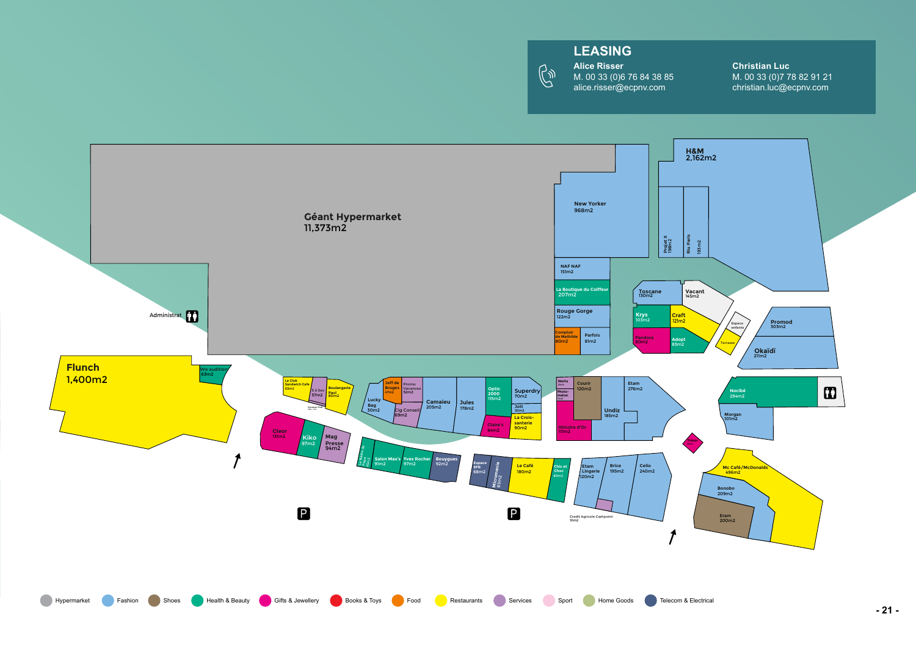## LEASING

**Alice Risser**
M. 00 33 (0)6 76 84 38 85
alice.risser@ecpnv.com

**Christian Luc**
M. 00 33 (0)7 78 82 91 21
christian.luc@ecpnv.com

Géant Hypermarket
11,373m2

New Yorker
968m2

H&M
2,162m2

Projet X
198m2

Riu Paris
193m2

NAF NAF
151m2

La Boutique du Coiffeur
207m2

Rouge Gorge
122m2

Comptoir de Mathilde
80m2

Parfois
81m2

Toscane
130m2

Vacant
145m2

Krys
103m2

Craft
121m2

Pandora
80m2

Adopt
83m2

Espace enfants

Terrasse

Promod
303m2

Okaïdi
211m2

Administrat

Flunch
1,400m2

We audition
63m2

Le Club Sandwich Cafe
63m2

5 à Sec
57m2

Boulangerie Paul
80m2

Jeff de Bruges
47m2

Promo Vacances
52m2

Lucky Bag
30m2

Cig Conseil
69m2

Camaieu
205m2

Jules
178m2

Optic 2000
115m2

Superdry
70m2

Jott
30m2

La Croissanterie
90m2

Claire's
64m2

Wefix

Photomaton

Courir
120m2

Histoire d'Or
111m2

Undiz
185m2

Etam
276m2

Nocibé
294m2

Morgan
101m2

Cleor
131m2

Kiko
97m2

Mag Presse
94m2

Salon Max's
91m2

Yves Rocher
97m2

Bouygues
92m2

Espace SFR
68m2

Micromania
83m2

Le Café
180m2

Chic et Choc
80m2

Etam Lingerie
120m2

Brice
195m2

Celio
240m2

Credit Agricole Cashpoint
10m2

Mc Café/McDonalds
496m2

Bonobo
209m2

Eram
200m2

P

P

Hypermarket · Fashion · Shoes · Health & Beauty · Gifts & Jewellery · Books & Toys · Food · Restaurants · Services · Sport · Home Goods · Telecom & Electrical